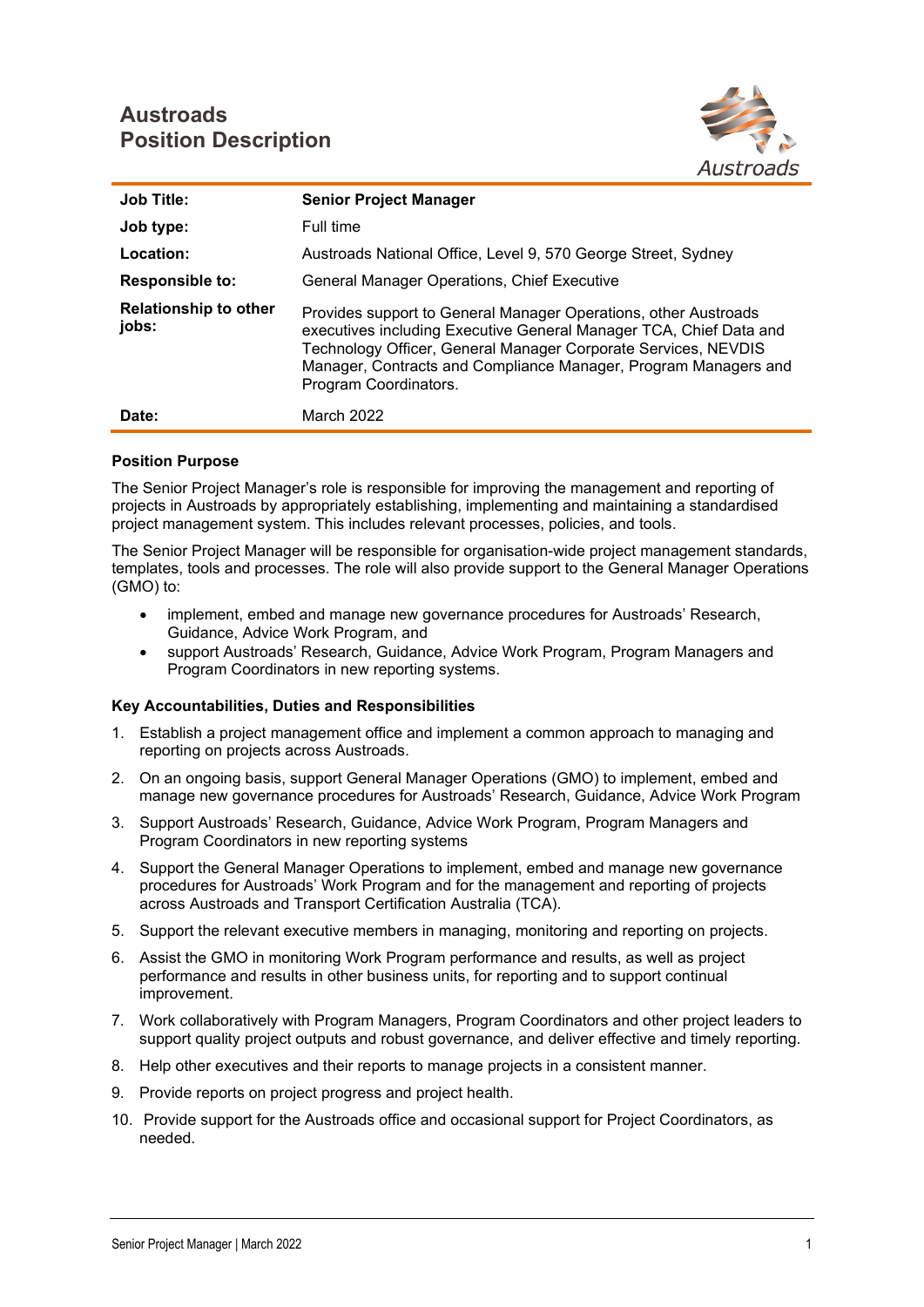# Austroads Position Description

| | |
|---|---|
| **Job Title:** | **Senior Project Manager** |
| **Job type:** | Full time |
| **Location:** | Austroads National Office, Level 9, 570 George Street, Sydney |
| **Responsible to:** | General Manager Operations, Chief Executive |
| **Relationship to other jobs:** | Provides support to General Manager Operations, other Austroads executives including Executive General Manager TCA, Chief Data and Technology Officer, General Manager Corporate Services, NEVDIS Manager, Contracts and Compliance Manager, Program Managers and Program Coordinators. |
| **Date:** | March 2022 |

**Position Purpose**

The Senior Project Manager's role is responsible for improving the management and reporting of projects in Austroads by appropriately establishing, implementing and maintaining a standardised project management system. This includes relevant processes, policies, and tools.

The Senior Project Manager will be responsible for organisation-wide project management standards, templates, tools and processes. The role will also provide support to the General Manager Operations (GMO) to:

- implement, embed and manage new governance procedures for Austroads' Research, Guidance, Advice Work Program, and
- support Austroads' Research, Guidance, Advice Work Program, Program Managers and Program Coordinators in new reporting systems.

**Key Accountabilities, Duties and Responsibilities**

1. Establish a project management office and implement a common approach to managing and reporting on projects across Austroads.
2. On an ongoing basis, support General Manager Operations (GMO) to implement, embed and manage new governance procedures for Austroads' Research, Guidance, Advice Work Program
3. Support Austroads' Research, Guidance, Advice Work Program, Program Managers and Program Coordinators in new reporting systems
4. Support the General Manager Operations to implement, embed and manage new governance procedures for Austroads' Work Program and for the management and reporting of projects across Austroads and Transport Certification Australia (TCA).
5. Support the relevant executive members in managing, monitoring and reporting on projects.
6. Assist the GMO in monitoring Work Program performance and results, as well as project performance and results in other business units, for reporting and to support continual improvement.
7. Work collaboratively with Program Managers, Program Coordinators and other project leaders to support quality project outputs and robust governance, and deliver effective and timely reporting.
8. Help other executives and their reports to manage projects in a consistent manner.
9. Provide reports on project progress and project health.
10. Provide support for the Austroads office and occasional support for Project Coordinators, as needed.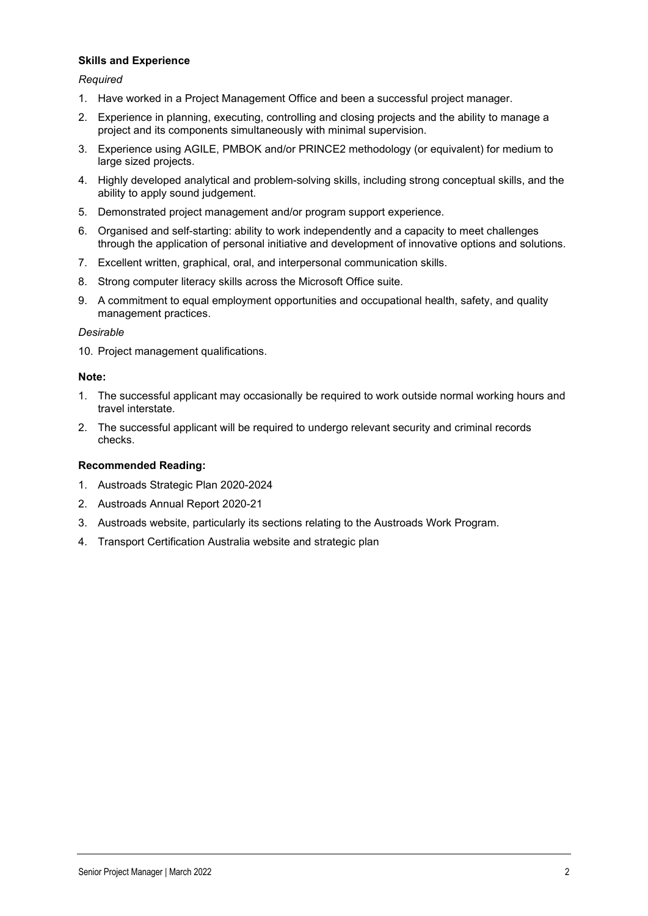**Skills and Experience**

*Required*

1. Have worked in a Project Management Office and been a successful project manager.
2. Experience in planning, executing, controlling and closing projects and the ability to manage a project and its components simultaneously with minimal supervision.
3. Experience using AGILE, PMBOK and/or PRINCE2 methodology (or equivalent) for medium to large sized projects.
4. Highly developed analytical and problem-solving skills, including strong conceptual skills, and the ability to apply sound judgement.
5. Demonstrated project management and/or program support experience.
6. Organised and self-starting: ability to work independently and a capacity to meet challenges through the application of personal initiative and development of innovative options and solutions.
7. Excellent written, graphical, oral, and interpersonal communication skills.
8. Strong computer literacy skills across the Microsoft Office suite.
9. A commitment to equal employment opportunities and occupational health, safety, and quality management practices.

*Desirable*

10. Project management qualifications.

**Note:**

1. The successful applicant may occasionally be required to work outside normal working hours and travel interstate.
2. The successful applicant will be required to undergo relevant security and criminal records checks.

**Recommended Reading:**

1. Austroads Strategic Plan 2020-2024
2. Austroads Annual Report 2020-21
3. Austroads website, particularly its sections relating to the Austroads Work Program.
4. Transport Certification Australia website and strategic plan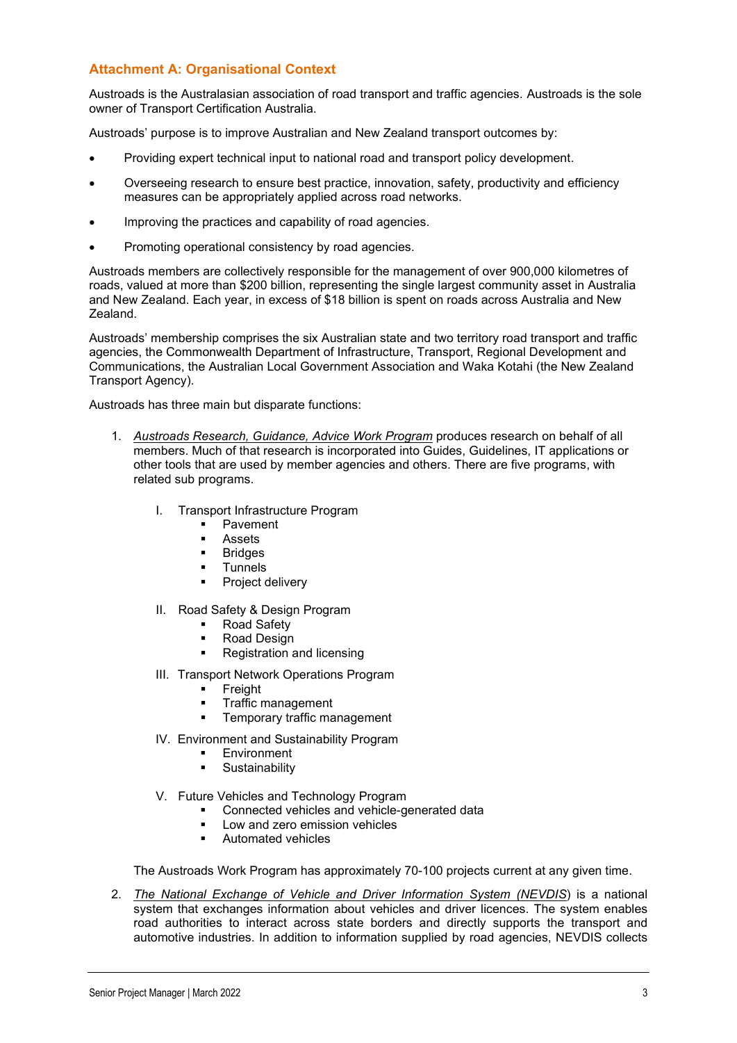## Attachment A: Organisational Context

Austroads is the Australasian association of road transport and traffic agencies. Austroads is the sole owner of Transport Certification Australia.

Austroads' purpose is to improve Australian and New Zealand transport outcomes by:

- Providing expert technical input to national road and transport policy development.
- Overseeing research to ensure best practice, innovation, safety, productivity and efficiency measures can be appropriately applied across road networks.
- Improving the practices and capability of road agencies.
- Promoting operational consistency by road agencies.

Austroads members are collectively responsible for the management of over 900,000 kilometres of roads, valued at more than $200 billion, representing the single largest community asset in Australia and New Zealand. Each year, in excess of $18 billion is spent on roads across Australia and New Zealand.

Austroads' membership comprises the six Australian state and two territory road transport and traffic agencies, the Commonwealth Department of Infrastructure, Transport, Regional Development and Communications, the Australian Local Government Association and Waka Kotahi (the New Zealand Transport Agency).

Austroads has three main but disparate functions:

1. *Austroads Research, Guidance, Advice Work Program* produces research on behalf of all members. Much of that research is incorporated into Guides, Guidelines, IT applications or other tools that are used by member agencies and others. There are five programs, with related sub programs.

   I. Transport Infrastructure Program
      - Pavement
      - Assets
      - Bridges
      - Tunnels
      - Project delivery

   II. Road Safety & Design Program
      - Road Safety
      - Road Design
      - Registration and licensing

   III. Transport Network Operations Program
      - Freight
      - Traffic management
      - Temporary traffic management

   IV. Environment and Sustainability Program
      - Environment
      - Sustainability

   V. Future Vehicles and Technology Program
      - Connected vehicles and vehicle-generated data
      - Low and zero emission vehicles
      - Automated vehicles

   The Austroads Work Program has approximately 70-100 projects current at any given time.

2. *The National Exchange of Vehicle and Driver Information System (NEVDIS)* is a national system that exchanges information about vehicles and driver licences. The system enables road authorities to interact across state borders and directly supports the transport and automotive industries. In addition to information supplied by road agencies, NEVDIS collects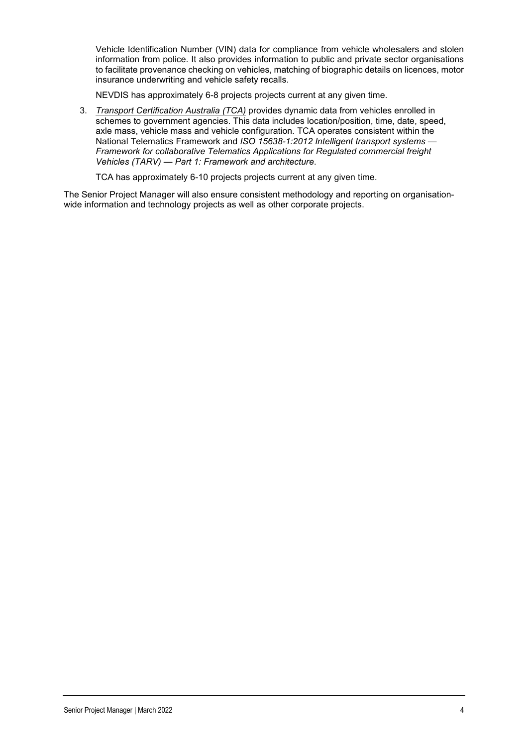Vehicle Identification Number (VIN) data for compliance from vehicle wholesalers and stolen information from police. It also provides information to public and private sector organisations to facilitate provenance checking on vehicles, matching of biographic details on licences, motor insurance underwriting and vehicle safety recalls.

NEVDIS has approximately 6-8 projects projects current at any given time.

3. *Transport Certification Australia (TCA)* provides dynamic data from vehicles enrolled in schemes to government agencies. This data includes location/position, time, date, speed, axle mass, vehicle mass and vehicle configuration. TCA operates consistent within the National Telematics Framework and *ISO 15638-1:2012 Intelligent transport systems — Framework for collaborative Telematics Applications for Regulated commercial freight Vehicles (TARV) — Part 1: Framework and architecture*.

   TCA has approximately 6-10 projects projects current at any given time.

The Senior Project Manager will also ensure consistent methodology and reporting on organisation-wide information and technology projects as well as other corporate projects.